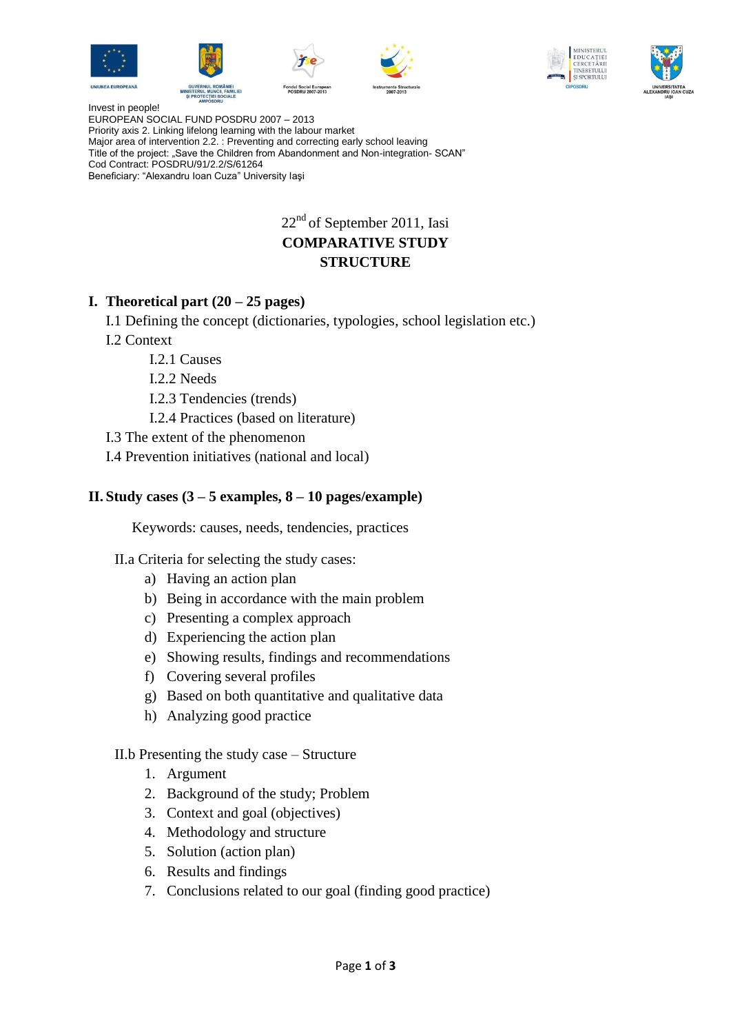Invest in people!
EUROPEAN SOCIAL FUND POSDRU 2007 – 2013
Priority axis 2. Linking lifelong learning with the labour market
Major area of intervention 2.2. : Preventing and correcting early school leaving
Title of the project: „Save the Children from Abandonment and Non-integration- SCAN"
Cod Contract: POSDRU/91/2.2/S/61264
Beneficiary: "Alexandru Ioan Cuza" University Iaşi

22nd of September 2011, Iasi

**COMPARATIVE STUDY**
**STRUCTURE**

## I. Theoretical part (20 – 25 pages)

I.1 Defining the concept (dictionaries, typologies, school legislation etc.)

I.2 Context

- I.2.1 Causes
- I.2.2 Needs
- I.2.3 Tendencies (trends)
- I.2.4 Practices (based on literature)

I.3 The extent of the phenomenon

I.4 Prevention initiatives (national and local)

## II. Study cases (3 – 5 examples, 8 – 10 pages/example)

Keywords: causes, needs, tendencies, practices

II.a Criteria for selecting the study cases:

a) Having an action plan
b) Being in accordance with the main problem
c) Presenting a complex approach
d) Experiencing the action plan
e) Showing results, findings and recommendations
f) Covering several profiles
g) Based on both quantitative and qualitative data
h) Analyzing good practice

II.b Presenting the study case – Structure

1. Argument
2. Background of the study; Problem
3. Context and goal (objectives)
4. Methodology and structure
5. Solution (action plan)
6. Results and findings
7. Conclusions related to our goal (finding good practice)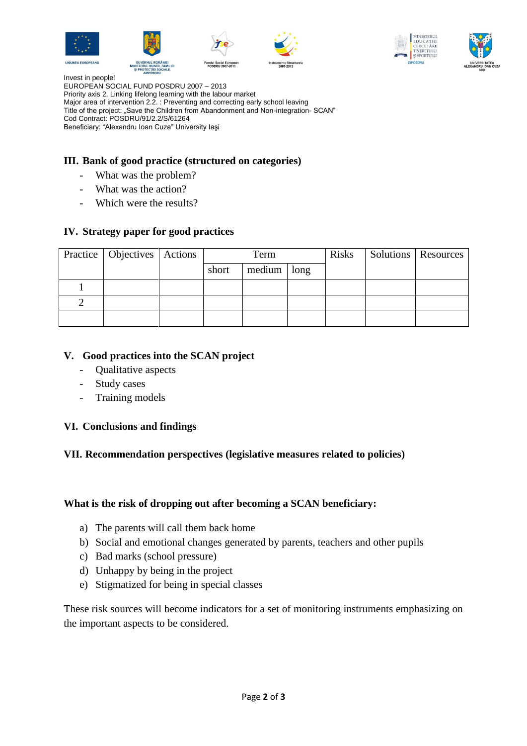Invest in people!
EUROPEAN SOCIAL FUND POSDRU 2007 – 2013
Priority axis 2. Linking lifelong learning with the labour market
Major area of intervention 2.2. : Preventing and correcting early school leaving
Title of the project: „Save the Children from Abandonment and Non-integration- SCAN"
Cod Contract: POSDRU/91/2.2/S/61264
Beneficiary: "Alexandru Ioan Cuza" University Iaşi

## III. Bank of good practice (structured on categories)

- What was the problem?
- What was the action?
- Which were the results?

## IV. Strategy paper for good practices

| Practice | Objectives | Actions | Term | | | Risks | Solutions | Resources |
|---|---|---|---|---|---|---|---|---|
| | | | short | medium | long | | | |
| 1 | | | | | | | | |
| 2 | | | | | | | | |
| | | | | | | | | |

## V. Good practices into the SCAN project

- Qualitative aspects
- Study cases
- Training models

## VI. Conclusions and findings

## VII. Recommendation perspectives (legislative measures related to policies)

**What is the risk of dropping out after becoming a SCAN beneficiary:**

a) The parents will call them back home
b) Social and emotional changes generated by parents, teachers and other pupils
c) Bad marks (school pressure)
d) Unhappy by being in the project
e) Stigmatized for being in special classes

These risk sources will become indicators for a set of monitoring instruments emphasizing on the important aspects to be considered.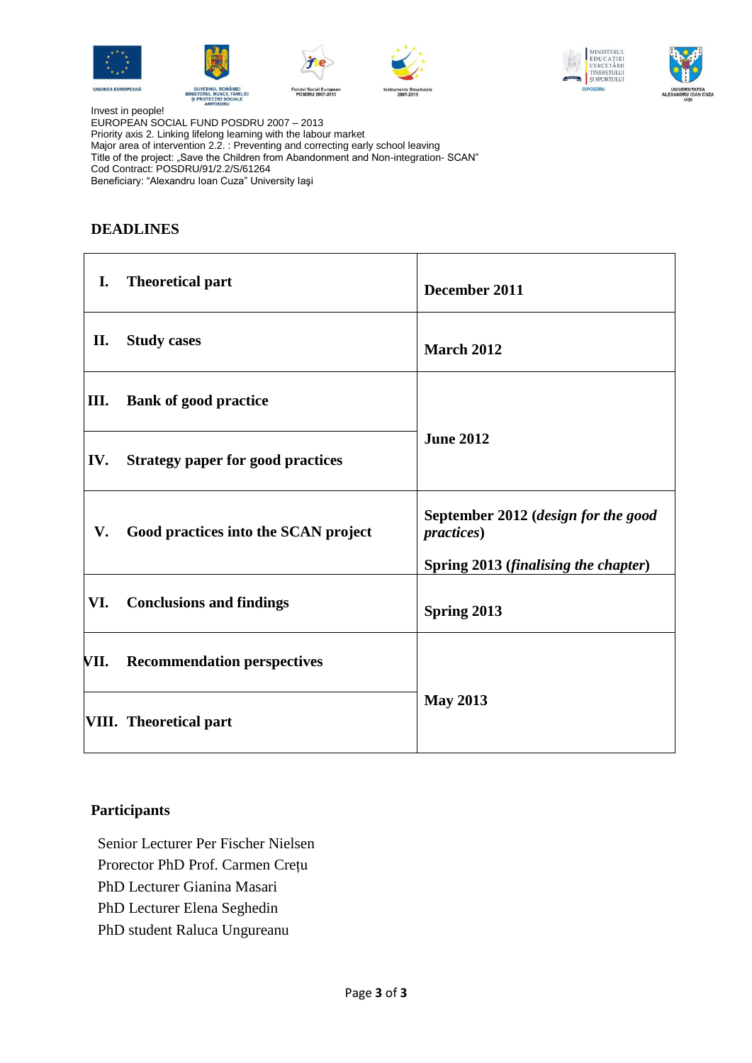Invest in people!
EUROPEAN SOCIAL FUND POSDRU 2007 – 2013
Priority axis 2. Linking lifelong learning with the labour market
Major area of intervention 2.2. : Preventing and correcting early school leaving
Title of the project: „Save the Children from Abandonment and Non-integration- SCAN"
Cod Contract: POSDRU/91/2.2/S/61264
Beneficiary: "Alexandru Ioan Cuza" University Iaşi

## DEADLINES

| | |
|---|---|
| **I. Theoretical part** | **December 2011** |
| **II. Study cases** | **March 2012** |
| **III. Bank of good practice** | **June 2012** |
| **IV. Strategy paper for good practices** | |
| **V. Good practices into the SCAN project** | **September 2012 (*design for the good practices*)** **Spring 2013 (*finalising the chapter*)** |
| **VI. Conclusions and findings** | **Spring 2013** |
| **VII. Recommendation perspectives** | **May 2013** |
| **VIII. Theoretical part** | |

## Participants

Senior Lecturer Per Fischer Nielsen
Prorector PhD Prof. Carmen Crețu
PhD Lecturer Gianina Masari
PhD Lecturer Elena Seghedin
PhD student Raluca Ungureanu